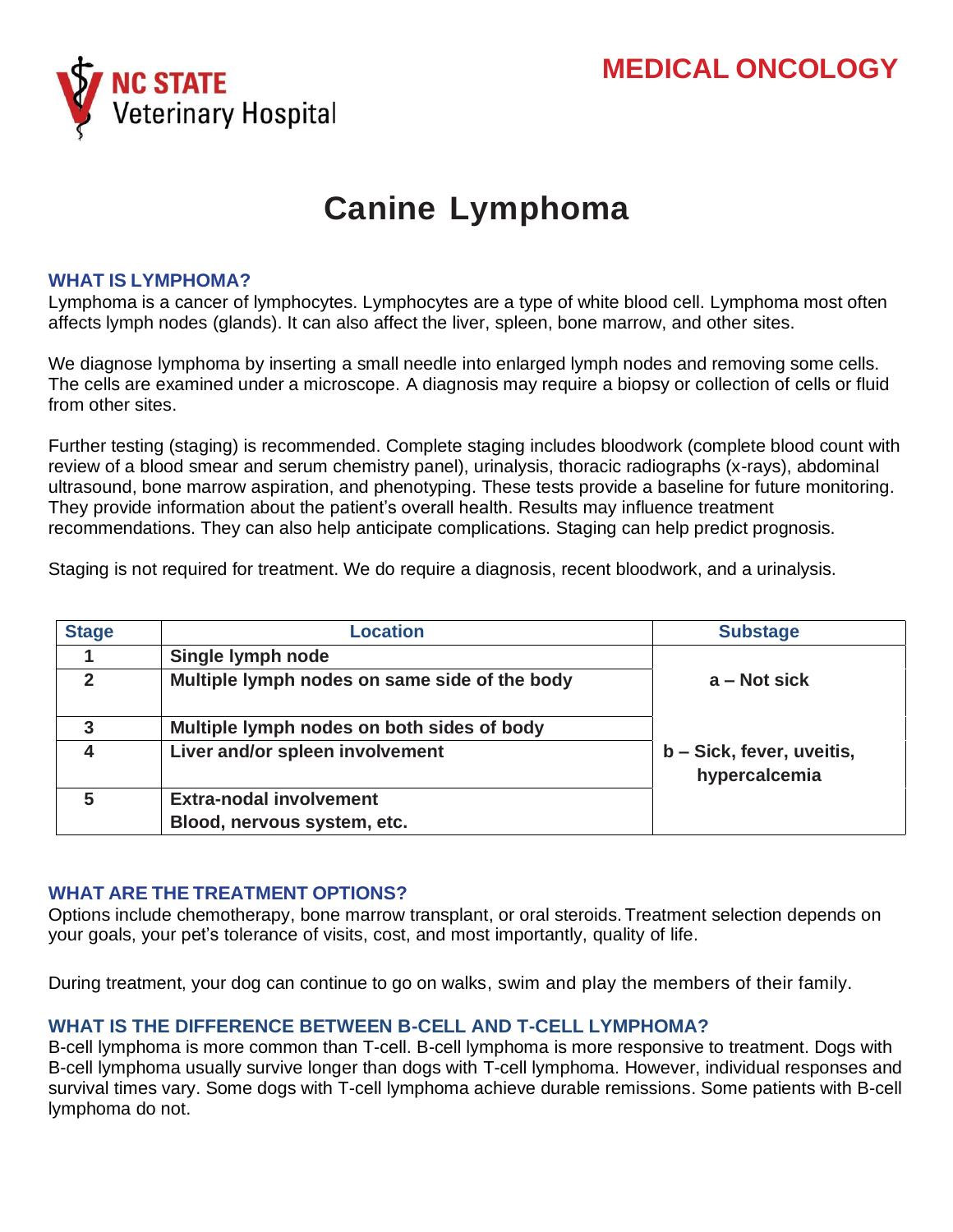# Canine Lymphoma

### WHAT IS LYMPHOMA?

Lymphoma is a cancer of lymphocytes. Lymphocytes are a type of white blood cell. Lymphoma most often affects lymph nodes (glands). It can also affect the liver, spleen, bone marrow, and other sites.

We diagnose lymphoma by inserting a small needle into enlarged lymph nodes and removing some cells. The cells are examined under a microscope. A diagnosis may require a biopsy or collection of cells or fluid from other sites.

Further testing (staging) is recommended. Complete staging includes bloodwork (complete blood count with review of a blood smear and serum chemistry panel), urinalysis, thoracic radiographs (x-rays), abdominal ultrasound, bone marrow aspiration, and phenotyping. These tests provide a baseline for future monitoring. They provide information about the patient's overall health. Results may influence treatment recommendations. They can also help anticipate complications. Staging can help predict prognosis.

Staging is not required for treatment. We do require a diagnosis, recent bloodwork, and a urinalysis.

| Stage | Location | Substage |
|---|---|---|
| 1 | **Single lymph node** | **a – Not sick** |
| 2 | **Multiple lymph nodes on same side of the body** | |
| 3 | **Multiple lymph nodes on both sides of body** | **b – Sick, fever, uveitis, hypercalcemia** |
| 4 | **Liver and/or spleen involvement** | |
| 5 | **Extra-nodal involvement**<br>**Blood, nervous system, etc.** | |

### WHAT ARE THE TREATMENT OPTIONS?

Options include chemotherapy, bone marrow transplant, or oral steroids. Treatment selection depends on your goals, your pet's tolerance of visits, cost, and most importantly, quality of life.

During treatment, your dog can continue to go on walks, swim and play the members of their family.

### WHAT IS THE DIFFERENCE BETWEEN B-CELL AND T-CELL LYMPHOMA?

B-cell lymphoma is more common than T-cell. B-cell lymphoma is more responsive to treatment. Dogs with B-cell lymphoma usually survive longer than dogs with T-cell lymphoma. However, individual responses and survival times vary. Some dogs with T-cell lymphoma achieve durable remissions. Some patients with B-cell lymphoma do not.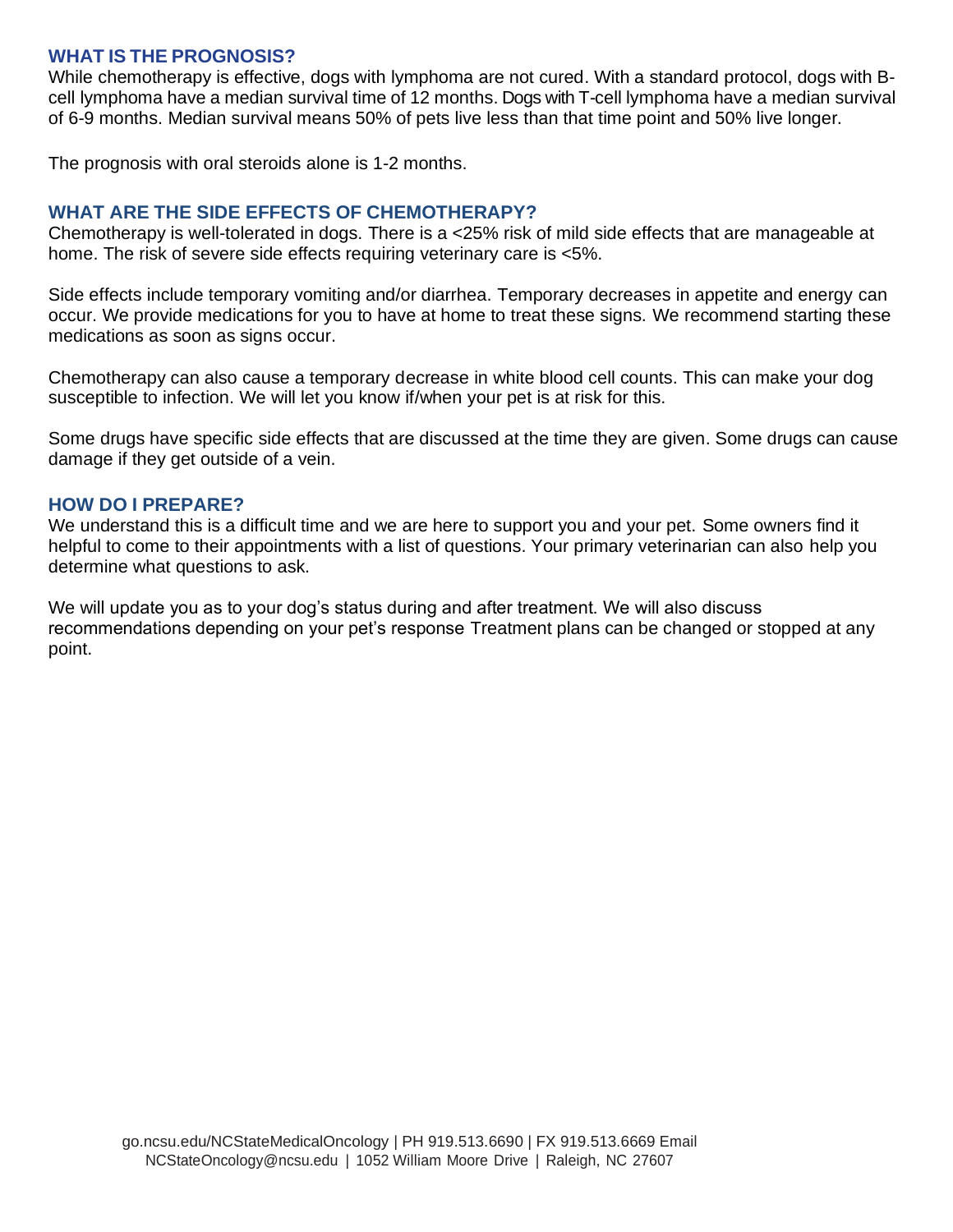## WHAT IS THE PROGNOSIS?

While chemotherapy is effective, dogs with lymphoma are not cured. With a standard protocol, dogs with B-cell lymphoma have a median survival time of 12 months. Dogs with T-cell lymphoma have a median survival of 6-9 months. Median survival means 50% of pets live less than that time point and 50% live longer.

The prognosis with oral steroids alone is 1-2 months.

## WHAT ARE THE SIDE EFFECTS OF CHEMOTHERAPY?

Chemotherapy is well-tolerated in dogs. There is a <25% risk of mild side effects that are manageable at home. The risk of severe side effects requiring veterinary care is <5%.

Side effects include temporary vomiting and/or diarrhea. Temporary decreases in appetite and energy can occur. We provide medications for you to have at home to treat these signs. We recommend starting these medications as soon as signs occur.

Chemotherapy can also cause a temporary decrease in white blood cell counts. This can make your dog susceptible to infection. We will let you know if/when your pet is at risk for this.

Some drugs have specific side effects that are discussed at the time they are given. Some drugs can cause damage if they get outside of a vein.

## HOW DO I PREPARE?

We understand this is a difficult time and we are here to support you and your pet. Some owners find it helpful to come to their appointments with a list of questions. Your primary veterinarian can also help you determine what questions to ask.

We will update you as to your dog's status during and after treatment. We will also discuss recommendations depending on your pet's response Treatment plans can be changed or stopped at any point.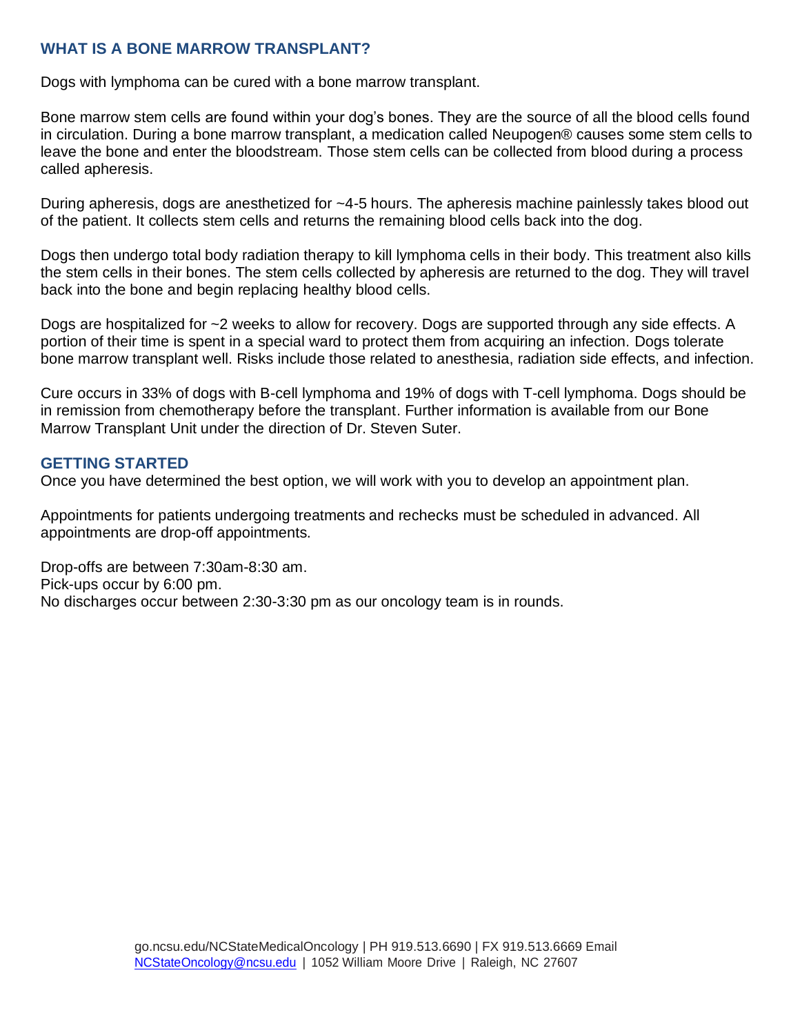## WHAT IS A BONE MARROW TRANSPLANT?

Dogs with lymphoma can be cured with a bone marrow transplant.

Bone marrow stem cells are found within your dog's bones. They are the source of all the blood cells found in circulation. During a bone marrow transplant, a medication called Neupogen® causes some stem cells to leave the bone and enter the bloodstream. Those stem cells can be collected from blood during a process called apheresis.

During apheresis, dogs are anesthetized for ~4-5 hours. The apheresis machine painlessly takes blood out of the patient. It collects stem cells and returns the remaining blood cells back into the dog.

Dogs then undergo total body radiation therapy to kill lymphoma cells in their body. This treatment also kills the stem cells in their bones. The stem cells collected by apheresis are returned to the dog. They will travel back into the bone and begin replacing healthy blood cells.

Dogs are hospitalized for ~2 weeks to allow for recovery. Dogs are supported through any side effects. A portion of their time is spent in a special ward to protect them from acquiring an infection. Dogs tolerate bone marrow transplant well. Risks include those related to anesthesia, radiation side effects, and infection.

Cure occurs in 33% of dogs with B-cell lymphoma and 19% of dogs with T-cell lymphoma. Dogs should be in remission from chemotherapy before the transplant. Further information is available from our Bone Marrow Transplant Unit under the direction of Dr. Steven Suter.

## GETTING STARTED

Once you have determined the best option, we will work with you to develop an appointment plan.

Appointments for patients undergoing treatments and rechecks must be scheduled in advanced. All appointments are drop-off appointments.

Drop-offs are between 7:30am-8:30 am.
Pick-ups occur by 6:00 pm.
No discharges occur between 2:30-3:30 pm as our oncology team is in rounds.

go.ncsu.edu/NCStateMedicalOncology | PH 919.513.6690 | FX 919.513.6669 Email NCStateOncology@ncsu.edu | 1052 William Moore Drive | Raleigh, NC 27607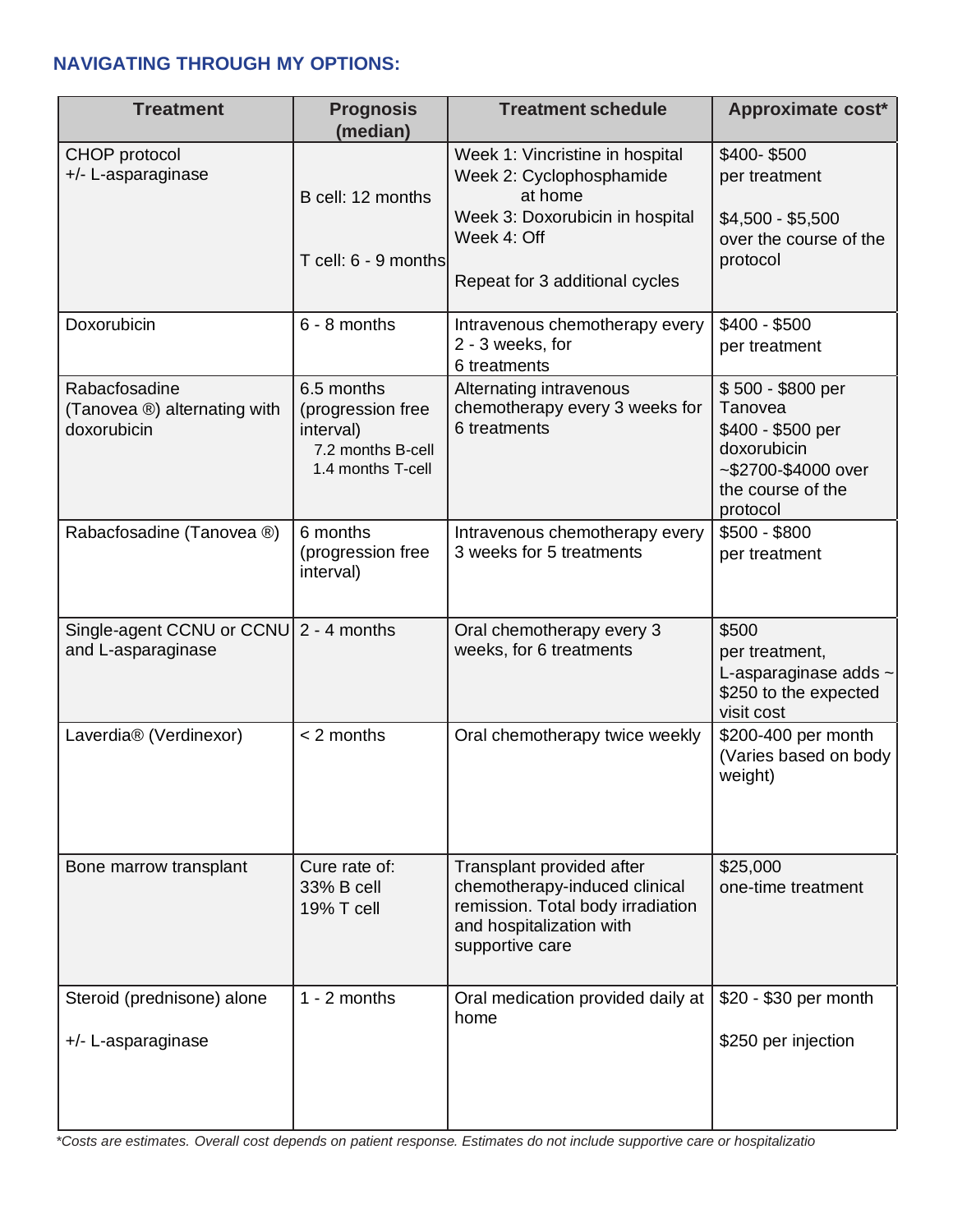### NAVIGATING THROUGH MY OPTIONS:

| Treatment | Prognosis (median) | Treatment schedule | Approximate cost* |
|---|---|---|---|
| CHOP protocol +/- L-asparaginase | B cell: 12 months<br><br>T cell: 6 - 9 months | Week 1: Vincristine in hospital<br>Week 2: Cyclophosphamide at home<br>Week 3: Doxorubicin in hospital<br>Week 4: Off<br><br>Repeat for 3 additional cycles | $400- $500 per treatment<br><br>$4,500 - $5,500 over the course of the protocol |
| Doxorubicin | 6 - 8 months | Intravenous chemotherapy every 2 - 3 weeks, for 6 treatments | $400 - $500 per treatment |
| Rabacfosadine (Tanovea ®) alternating with doxorubicin | 6.5 months (progression free interval)<br>7.2 months B-cell<br>1.4 months T-cell | Alternating intravenous chemotherapy every 3 weeks for 6 treatments | $ 500 - $800 per Tanovea<br>$400 - $500 per doxorubicin<br>~$2700-$4000 over the course of the protocol |
| Rabacfosadine (Tanovea ®) | 6 months (progression free interval) | Intravenous chemotherapy every 3 weeks for 5 treatments | $500 - $800 per treatment |
| Single-agent CCNU or CCNU and L-asparaginase | 2 - 4 months | Oral chemotherapy every 3 weeks, for 6 treatments | $500 per treatment, L-asparaginase adds ~ $250 to the expected visit cost |
| Laverdia® (Verdinexor) | < 2 months | Oral chemotherapy twice weekly | $200-400 per month (Varies based on body weight) |
| Bone marrow transplant | Cure rate of:<br>33% B cell<br>19% T cell | Transplant provided after chemotherapy-induced clinical remission. Total body irradiation and hospitalization with supportive care | $25,000 one-time treatment |
| Steroid (prednisone) alone<br><br>+/- L-asparaginase | 1 - 2 months | Oral medication provided daily at home | $20 - $30 per month<br><br>$250 per injection |

*Costs are estimates. Overall cost depends on patient response. Estimates do not include supportive care or hospitalizatio*